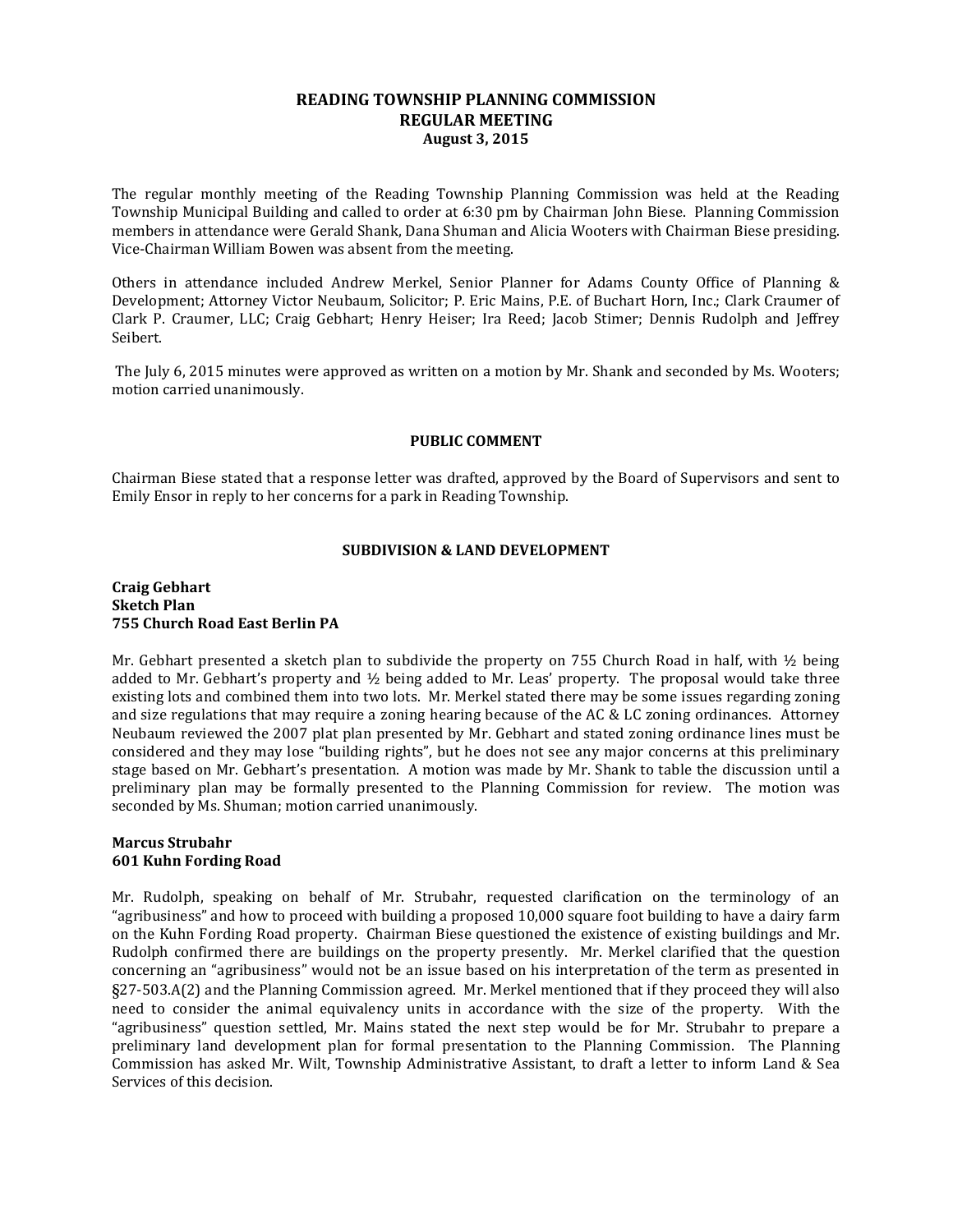# READING TOWNSHIP PLANNING COMMISSION
## REGULAR MEETING
### August 3, 2015

The regular monthly meeting of the Reading Township Planning Commission was held at the Reading Township Municipal Building and called to order at 6:30 pm by Chairman John Biese. Planning Commission members in attendance were Gerald Shank, Dana Shuman and Alicia Wooters with Chairman Biese presiding. Vice-Chairman William Bowen was absent from the meeting.

Others in attendance included Andrew Merkel, Senior Planner for Adams County Office of Planning & Development; Attorney Victor Neubaum, Solicitor; P. Eric Mains, P.E. of Buchart Horn, Inc.; Clark Craumer of Clark P. Craumer, LLC; Craig Gebhart; Henry Heiser; Ira Reed; Jacob Stimer; Dennis Rudolph and Jeffrey Seibert.

The July 6, 2015 minutes were approved as written on a motion by Mr. Shank and seconded by Ms. Wooters; motion carried unanimously.

## PUBLIC COMMENT

Chairman Biese stated that a response letter was drafted, approved by the Board of Supervisors and sent to Emily Ensor in reply to her concerns for a park in Reading Township.

## SUBDIVISION & LAND DEVELOPMENT

**Craig Gebhart**
**Sketch Plan**
**755 Church Road East Berlin PA**

Mr. Gebhart presented a sketch plan to subdivide the property on 755 Church Road in half, with ½ being added to Mr. Gebhart's property and ½ being added to Mr. Leas' property. The proposal would take three existing lots and combined them into two lots. Mr. Merkel stated there may be some issues regarding zoning and size regulations that may require a zoning hearing because of the AC & LC zoning ordinances. Attorney Neubaum reviewed the 2007 plat plan presented by Mr. Gebhart and stated zoning ordinance lines must be considered and they may lose "building rights", but he does not see any major concerns at this preliminary stage based on Mr. Gebhart's presentation. A motion was made by Mr. Shank to table the discussion until a preliminary plan may be formally presented to the Planning Commission for review. The motion was seconded by Ms. Shuman; motion carried unanimously.

**Marcus Strubahr**
**601 Kuhn Fording Road**

Mr. Rudolph, speaking on behalf of Mr. Strubahr, requested clarification on the terminology of an "agribusiness" and how to proceed with building a proposed 10,000 square foot building to have a dairy farm on the Kuhn Fording Road property. Chairman Biese questioned the existence of existing buildings and Mr. Rudolph confirmed there are buildings on the property presently. Mr. Merkel clarified that the question concerning an "agribusiness" would not be an issue based on his interpretation of the term as presented in §27-503.A(2) and the Planning Commission agreed. Mr. Merkel mentioned that if they proceed they will also need to consider the animal equivalency units in accordance with the size of the property. With the "agribusiness" question settled, Mr. Mains stated the next step would be for Mr. Strubahr to prepare a preliminary land development plan for formal presentation to the Planning Commission. The Planning Commission has asked Mr. Wilt, Township Administrative Assistant, to draft a letter to inform Land & Sea Services of this decision.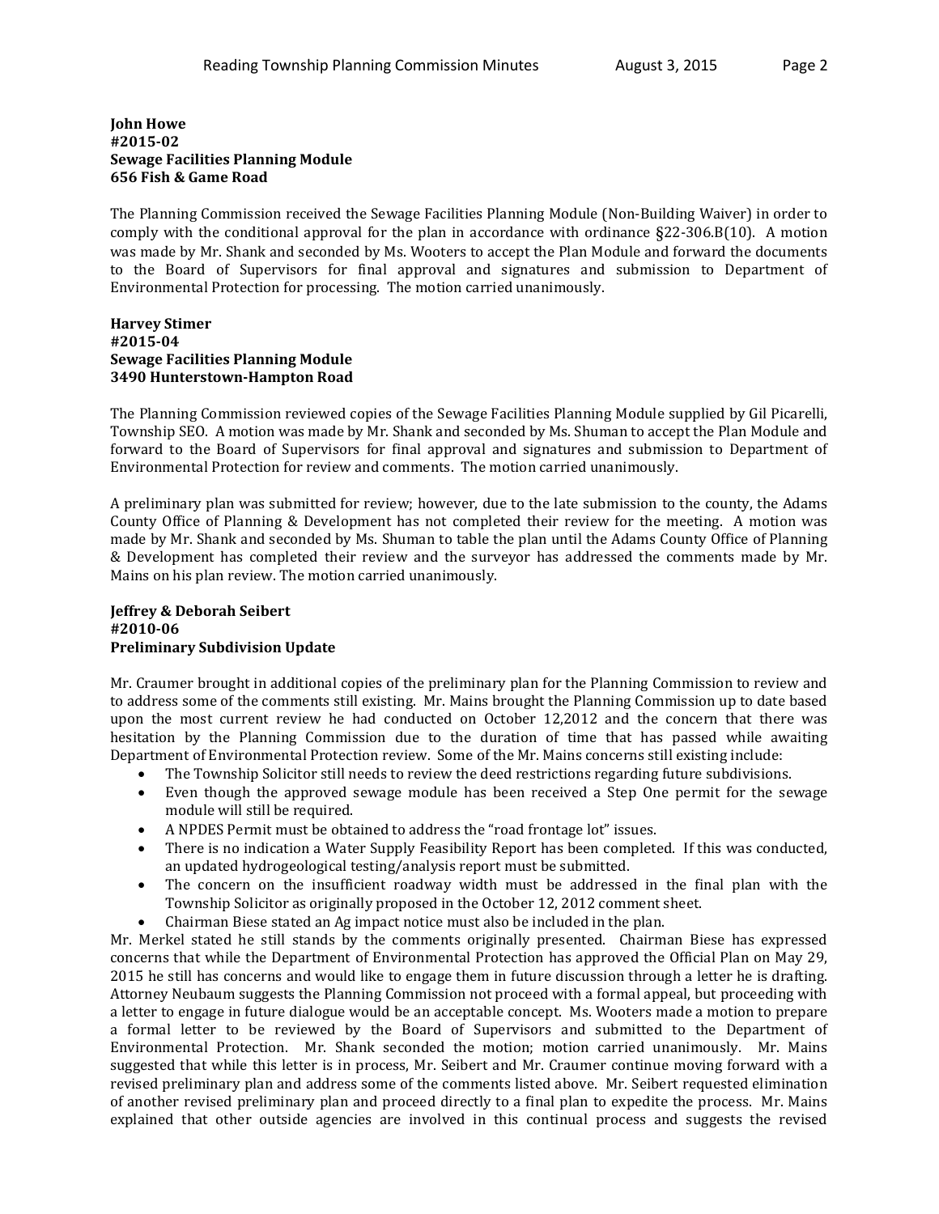**John Howe**
**#2015-02**
**Sewage Facilities Planning Module**
**656 Fish & Game Road**

The Planning Commission received the Sewage Facilities Planning Module (Non-Building Waiver) in order to comply with the conditional approval for the plan in accordance with ordinance §22-306.B(10). A motion was made by Mr. Shank and seconded by Ms. Wooters to accept the Plan Module and forward the documents to the Board of Supervisors for final approval and signatures and submission to Department of Environmental Protection for processing. The motion carried unanimously.

**Harvey Stimer**
**#2015-04**
**Sewage Facilities Planning Module**
**3490 Hunterstown-Hampton Road**

The Planning Commission reviewed copies of the Sewage Facilities Planning Module supplied by Gil Picarelli, Township SEO. A motion was made by Mr. Shank and seconded by Ms. Shuman to accept the Plan Module and forward to the Board of Supervisors for final approval and signatures and submission to Department of Environmental Protection for review and comments. The motion carried unanimously.

A preliminary plan was submitted for review; however, due to the late submission to the county, the Adams County Office of Planning & Development has not completed their review for the meeting. A motion was made by Mr. Shank and seconded by Ms. Shuman to table the plan until the Adams County Office of Planning & Development has completed their review and the surveyor has addressed the comments made by Mr. Mains on his plan review. The motion carried unanimously.

**Jeffrey & Deborah Seibert**
**#2010-06**
**Preliminary Subdivision Update**

Mr. Craumer brought in additional copies of the preliminary plan for the Planning Commission to review and to address some of the comments still existing. Mr. Mains brought the Planning Commission up to date based upon the most current review he had conducted on October 12,2012 and the concern that there was hesitation by the Planning Commission due to the duration of time that has passed while awaiting Department of Environmental Protection review. Some of the Mr. Mains concerns still existing include:

- The Township Solicitor still needs to review the deed restrictions regarding future subdivisions.
- Even though the approved sewage module has been received a Step One permit for the sewage module will still be required.
- A NPDES Permit must be obtained to address the "road frontage lot" issues.
- There is no indication a Water Supply Feasibility Report has been completed. If this was conducted, an updated hydrogeological testing/analysis report must be submitted.
- The concern on the insufficient roadway width must be addressed in the final plan with the Township Solicitor as originally proposed in the October 12, 2012 comment sheet.
- Chairman Biese stated an Ag impact notice must also be included in the plan.

Mr. Merkel stated he still stands by the comments originally presented. Chairman Biese has expressed concerns that while the Department of Environmental Protection has approved the Official Plan on May 29, 2015 he still has concerns and would like to engage them in future discussion through a letter he is drafting. Attorney Neubaum suggests the Planning Commission not proceed with a formal appeal, but proceeding with a letter to engage in future dialogue would be an acceptable concept. Ms. Wooters made a motion to prepare a formal letter to be reviewed by the Board of Supervisors and submitted to the Department of Environmental Protection. Mr. Shank seconded the motion; motion carried unanimously. Mr. Mains suggested that while this letter is in process, Mr. Seibert and Mr. Craumer continue moving forward with a revised preliminary plan and address some of the comments listed above. Mr. Seibert requested elimination of another revised preliminary plan and proceed directly to a final plan to expedite the process. Mr. Mains explained that other outside agencies are involved in this continual process and suggests the revised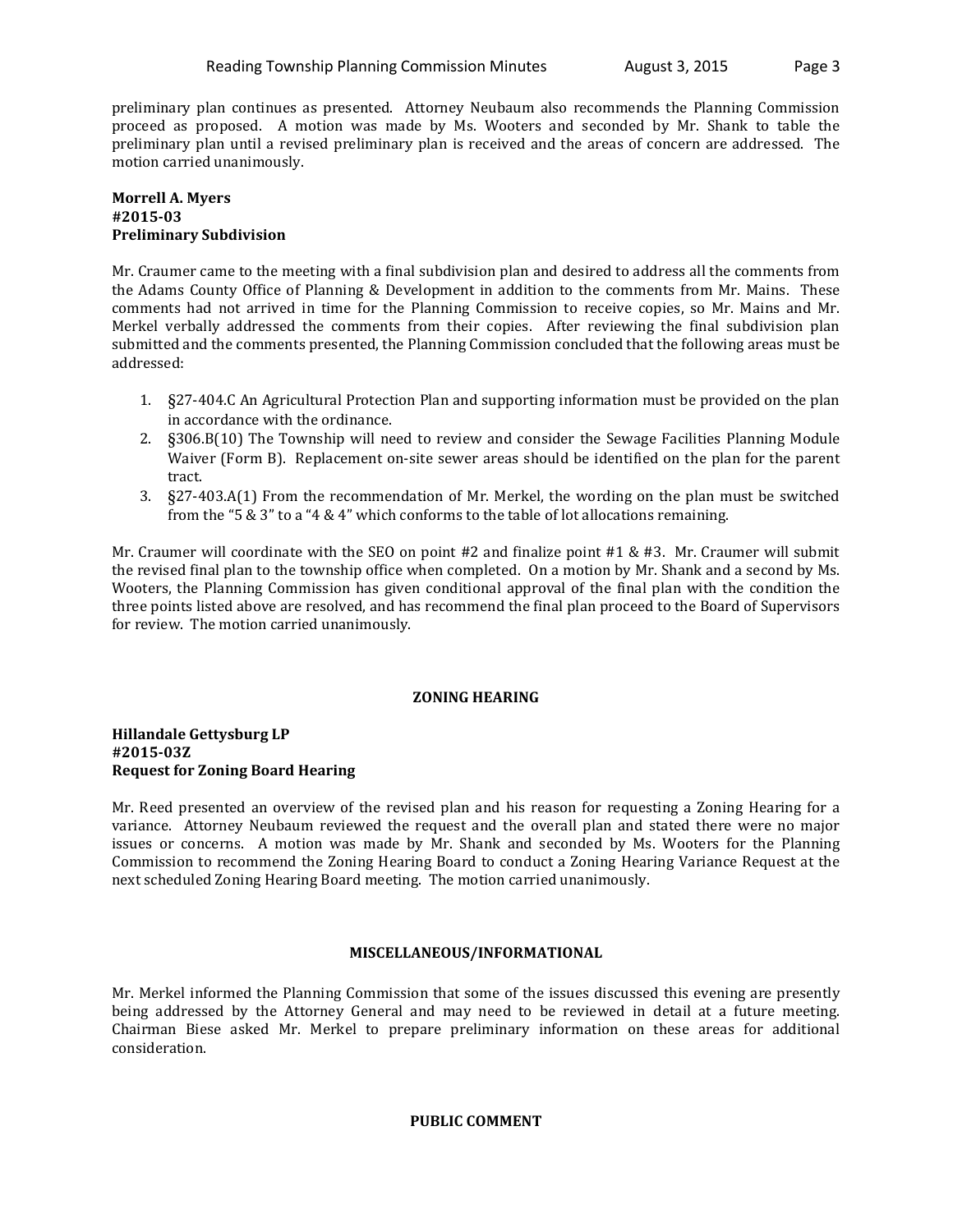preliminary plan continues as presented. Attorney Neubaum also recommends the Planning Commission proceed as proposed. A motion was made by Ms. Wooters and seconded by Mr. Shank to table the preliminary plan until a revised preliminary plan is received and the areas of concern are addressed. The motion carried unanimously.

**Morrell A. Myers**
**#2015-03**
**Preliminary Subdivision**

Mr. Craumer came to the meeting with a final subdivision plan and desired to address all the comments from the Adams County Office of Planning & Development in addition to the comments from Mr. Mains. These comments had not arrived in time for the Planning Commission to receive copies, so Mr. Mains and Mr. Merkel verbally addressed the comments from their copies. After reviewing the final subdivision plan submitted and the comments presented, the Planning Commission concluded that the following areas must be addressed:

1. §27-404.C An Agricultural Protection Plan and supporting information must be provided on the plan in accordance with the ordinance.
2. §306.B(10) The Township will need to review and consider the Sewage Facilities Planning Module Waiver (Form B). Replacement on-site sewer areas should be identified on the plan for the parent tract.
3. §27-403.A(1) From the recommendation of Mr. Merkel, the wording on the plan must be switched from the "5 & 3" to a "4 & 4" which conforms to the table of lot allocations remaining.

Mr. Craumer will coordinate with the SEO on point #2 and finalize point #1 & #3. Mr. Craumer will submit the revised final plan to the township office when completed. On a motion by Mr. Shank and a second by Ms. Wooters, the Planning Commission has given conditional approval of the final plan with the condition the three points listed above are resolved, and has recommend the final plan proceed to the Board of Supervisors for review. The motion carried unanimously.

## ZONING HEARING

**Hillandale Gettysburg LP**
**#2015-03Z**
**Request for Zoning Board Hearing**

Mr. Reed presented an overview of the revised plan and his reason for requesting a Zoning Hearing for a variance. Attorney Neubaum reviewed the request and the overall plan and stated there were no major issues or concerns. A motion was made by Mr. Shank and seconded by Ms. Wooters for the Planning Commission to recommend the Zoning Hearing Board to conduct a Zoning Hearing Variance Request at the next scheduled Zoning Hearing Board meeting. The motion carried unanimously.

## MISCELLANEOUS/INFORMATIONAL

Mr. Merkel informed the Planning Commission that some of the issues discussed this evening are presently being addressed by the Attorney General and may need to be reviewed in detail at a future meeting. Chairman Biese asked Mr. Merkel to prepare preliminary information on these areas for additional consideration.

## PUBLIC COMMENT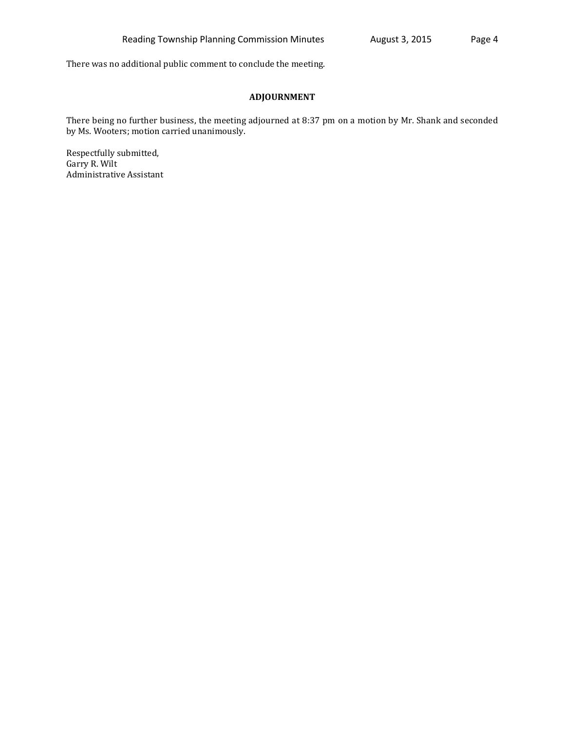There was no additional public comment to conclude the meeting.

## ADJOURNMENT

There being no further business, the meeting adjourned at 8:37 pm on a motion by Mr. Shank and seconded by Ms. Wooters; motion carried unanimously.

Respectfully submitted,
Garry R. Wilt
Administrative Assistant